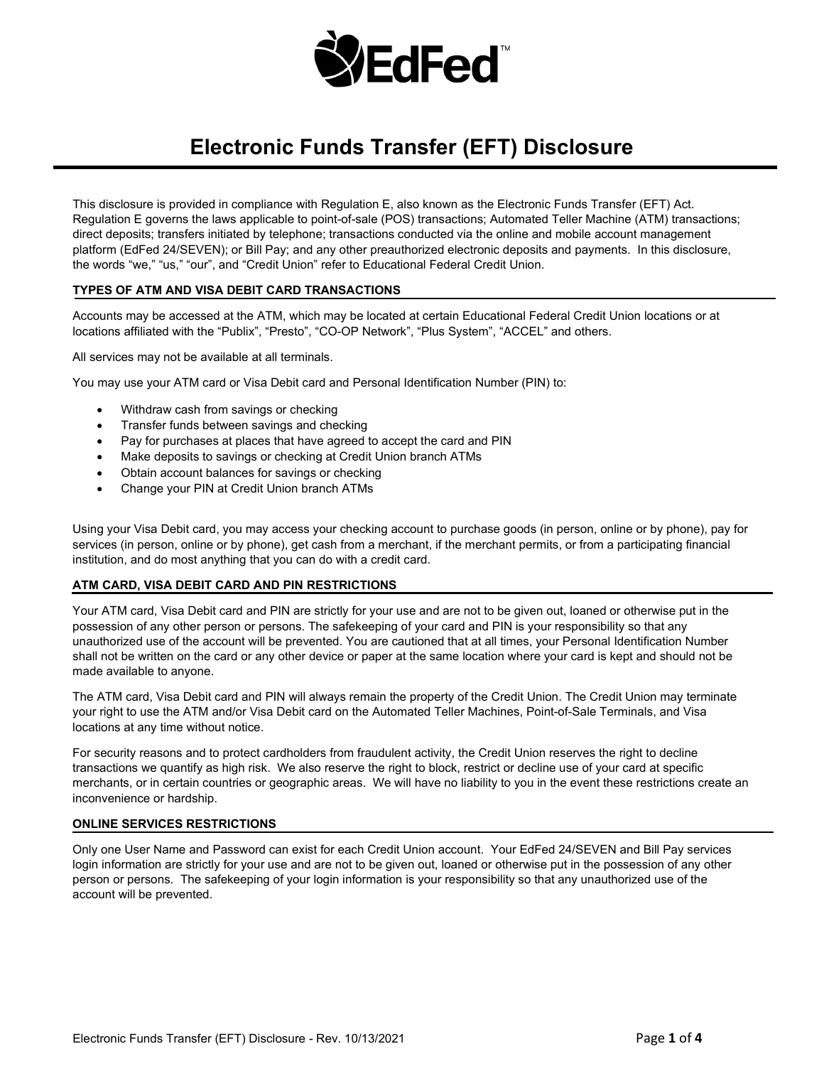# Electronic Funds Transfer (EFT) Disclosure

This disclosure is provided in compliance with Regulation E, also known as the Electronic Funds Transfer (EFT) Act. Regulation E governs the laws applicable to point-of-sale (POS) transactions; Automated Teller Machine (ATM) transactions; direct deposits; transfers initiated by telephone; transactions conducted via the online and mobile account management platform (EdFed 24/SEVEN); or Bill Pay; and any other preauthorized electronic deposits and payments. In this disclosure, the words "we," "us," "our", and "Credit Union" refer to Educational Federal Credit Union.

## TYPES OF ATM AND VISA DEBIT CARD TRANSACTIONS

Accounts may be accessed at the ATM, which may be located at certain Educational Federal Credit Union locations or at locations affiliated with the "Publix", "Presto", "CO-OP Network", "Plus System", "ACCEL" and others.

All services may not be available at all terminals.

You may use your ATM card or Visa Debit card and Personal Identification Number (PIN) to:

- Withdraw cash from savings or checking
- Transfer funds between savings and checking
- Pay for purchases at places that have agreed to accept the card and PIN
- Make deposits to savings or checking at Credit Union branch ATMs
- Obtain account balances for savings or checking
- Change your PIN at Credit Union branch ATMs

Using your Visa Debit card, you may access your checking account to purchase goods (in person, online or by phone), pay for services (in person, online or by phone), get cash from a merchant, if the merchant permits, or from a participating financial institution, and do most anything that you can do with a credit card.

## ATM CARD, VISA DEBIT CARD AND PIN RESTRICTIONS

Your ATM card, Visa Debit card and PIN are strictly for your use and are not to be given out, loaned or otherwise put in the possession of any other person or persons. The safekeeping of your card and PIN is your responsibility so that any unauthorized use of the account will be prevented. You are cautioned that at all times, your Personal Identification Number shall not be written on the card or any other device or paper at the same location where your card is kept and should not be made available to anyone.

The ATM card, Visa Debit card and PIN will always remain the property of the Credit Union. The Credit Union may terminate your right to use the ATM and/or Visa Debit card on the Automated Teller Machines, Point-of-Sale Terminals, and Visa locations at any time without notice.

For security reasons and to protect cardholders from fraudulent activity, the Credit Union reserves the right to decline transactions we quantify as high risk. We also reserve the right to block, restrict or decline use of your card at specific merchants, or in certain countries or geographic areas. We will have no liability to you in the event these restrictions create an inconvenience or hardship.

## ONLINE SERVICES RESTRICTIONS

Only one User Name and Password can exist for each Credit Union account. Your EdFed 24/SEVEN and Bill Pay services login information are strictly for your use and are not to be given out, loaned or otherwise put in the possession of any other person or persons. The safekeeping of your login information is your responsibility so that any unauthorized use of the account will be prevented.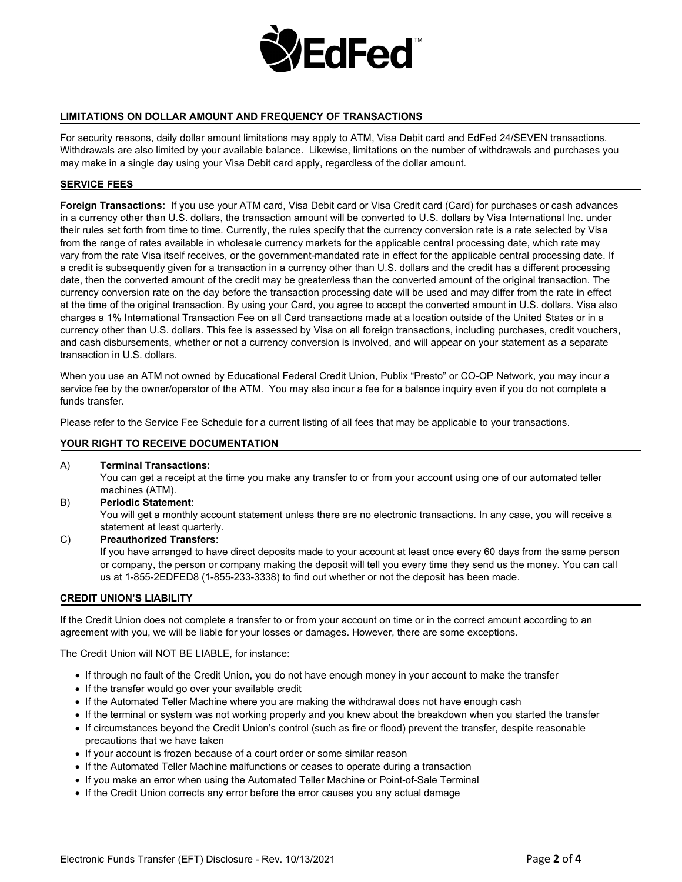## LIMITATIONS ON DOLLAR AMOUNT AND FREQUENCY OF TRANSACTIONS

For security reasons, daily dollar amount limitations may apply to ATM, Visa Debit card and EdFed 24/SEVEN transactions. Withdrawals are also limited by your available balance. Likewise, limitations on the number of withdrawals and purchases you may make in a single day using your Visa Debit card apply, regardless of the dollar amount.

## SERVICE FEES

**Foreign Transactions:** If you use your ATM card, Visa Debit card or Visa Credit card (Card) for purchases or cash advances in a currency other than U.S. dollars, the transaction amount will be converted to U.S. dollars by Visa International Inc. under their rules set forth from time to time. Currently, the rules specify that the currency conversion rate is a rate selected by Visa from the range of rates available in wholesale currency markets for the applicable central processing date, which rate may vary from the rate Visa itself receives, or the government-mandated rate in effect for the applicable central processing date. If a credit is subsequently given for a transaction in a currency other than U.S. dollars and the credit has a different processing date, then the converted amount of the credit may be greater/less than the converted amount of the original transaction. The currency conversion rate on the day before the transaction processing date will be used and may differ from the rate in effect at the time of the original transaction. By using your Card, you agree to accept the converted amount in U.S. dollars. Visa also charges a 1% International Transaction Fee on all Card transactions made at a location outside of the United States or in a currency other than U.S. dollars. This fee is assessed by Visa on all foreign transactions, including purchases, credit vouchers, and cash disbursements, whether or not a currency conversion is involved, and will appear on your statement as a separate transaction in U.S. dollars.

When you use an ATM not owned by Educational Federal Credit Union, Publix "Presto" or CO-OP Network, you may incur a service fee by the owner/operator of the ATM. You may also incur a fee for a balance inquiry even if you do not complete a funds transfer.

Please refer to the Service Fee Schedule for a current listing of all fees that may be applicable to your transactions.

## YOUR RIGHT TO RECEIVE DOCUMENTATION

A) **Terminal Transactions**:
You can get a receipt at the time you make any transfer to or from your account using one of our automated teller machines (ATM).

B) **Periodic Statement**:
You will get a monthly account statement unless there are no electronic transactions. In any case, you will receive a statement at least quarterly.

C) **Preauthorized Transfers**:
If you have arranged to have direct deposits made to your account at least once every 60 days from the same person or company, the person or company making the deposit will tell you every time they send us the money. You can call us at 1-855-2EDFED8 (1-855-233-3338) to find out whether or not the deposit has been made.

## CREDIT UNION'S LIABILITY

If the Credit Union does not complete a transfer to or from your account on time or in the correct amount according to an agreement with you, we will be liable for your losses or damages. However, there are some exceptions.

The Credit Union will NOT BE LIABLE, for instance:

- If through no fault of the Credit Union, you do not have enough money in your account to make the transfer
- If the transfer would go over your available credit
- If the Automated Teller Machine where you are making the withdrawal does not have enough cash
- If the terminal or system was not working properly and you knew about the breakdown when you started the transfer
- If circumstances beyond the Credit Union's control (such as fire or flood) prevent the transfer, despite reasonable precautions that we have taken
- If your account is frozen because of a court order or some similar reason
- If the Automated Teller Machine malfunctions or ceases to operate during a transaction
- If you make an error when using the Automated Teller Machine or Point-of-Sale Terminal
- If the Credit Union corrects any error before the error causes you any actual damage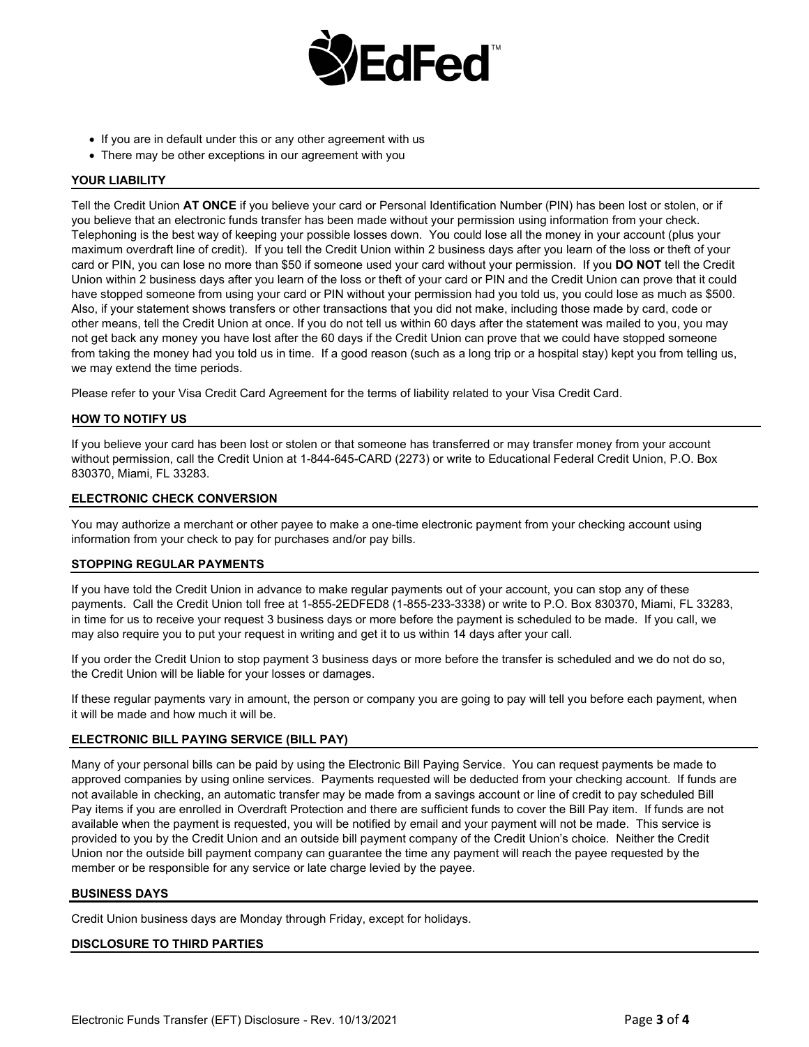- If you are in default under this or any other agreement with us
- There may be other exceptions in our agreement with you

## YOUR LIABILITY

Tell the Credit Union **AT ONCE** if you believe your card or Personal Identification Number (PIN) has been lost or stolen, or if you believe that an electronic funds transfer has been made without your permission using information from your check. Telephoning is the best way of keeping your possible losses down. You could lose all the money in your account (plus your maximum overdraft line of credit). If you tell the Credit Union within 2 business days after you learn of the loss or theft of your card or PIN, you can lose no more than $50 if someone used your card without your permission. If you **DO NOT** tell the Credit Union within 2 business days after you learn of the loss or theft of your card or PIN and the Credit Union can prove that it could have stopped someone from using your card or PIN without your permission had you told us, you could lose as much as $500. Also, if your statement shows transfers or other transactions that you did not make, including those made by card, code or other means, tell the Credit Union at once. If you do not tell us within 60 days after the statement was mailed to you, you may not get back any money you have lost after the 60 days if the Credit Union can prove that we could have stopped someone from taking the money had you told us in time. If a good reason (such as a long trip or a hospital stay) kept you from telling us, we may extend the time periods.

Please refer to your Visa Credit Card Agreement for the terms of liability related to your Visa Credit Card.

## HOW TO NOTIFY US

If you believe your card has been lost or stolen or that someone has transferred or may transfer money from your account without permission, call the Credit Union at 1-844-645-CARD (2273) or write to Educational Federal Credit Union, P.O. Box 830370, Miami, FL 33283.

## ELECTRONIC CHECK CONVERSION

You may authorize a merchant or other payee to make a one-time electronic payment from your checking account using information from your check to pay for purchases and/or pay bills.

## STOPPING REGULAR PAYMENTS

If you have told the Credit Union in advance to make regular payments out of your account, you can stop any of these payments. Call the Credit Union toll free at 1-855-2EDFED8 (1-855-233-3338) or write to P.O. Box 830370, Miami, FL 33283, in time for us to receive your request 3 business days or more before the payment is scheduled to be made. If you call, we may also require you to put your request in writing and get it to us within 14 days after your call.

If you order the Credit Union to stop payment 3 business days or more before the transfer is scheduled and we do not do so, the Credit Union will be liable for your losses or damages.

If these regular payments vary in amount, the person or company you are going to pay will tell you before each payment, when it will be made and how much it will be.

## ELECTRONIC BILL PAYING SERVICE (BILL PAY)

Many of your personal bills can be paid by using the Electronic Bill Paying Service. You can request payments be made to approved companies by using online services. Payments requested will be deducted from your checking account. If funds are not available in checking, an automatic transfer may be made from a savings account or line of credit to pay scheduled Bill Pay items if you are enrolled in Overdraft Protection and there are sufficient funds to cover the Bill Pay item. If funds are not available when the payment is requested, you will be notified by email and your payment will not be made. This service is provided to you by the Credit Union and an outside bill payment company of the Credit Union's choice. Neither the Credit Union nor the outside bill payment company can guarantee the time any payment will reach the payee requested by the member or be responsible for any service or late charge levied by the payee.

## BUSINESS DAYS

Credit Union business days are Monday through Friday, except for holidays.

## DISCLOSURE TO THIRD PARTIES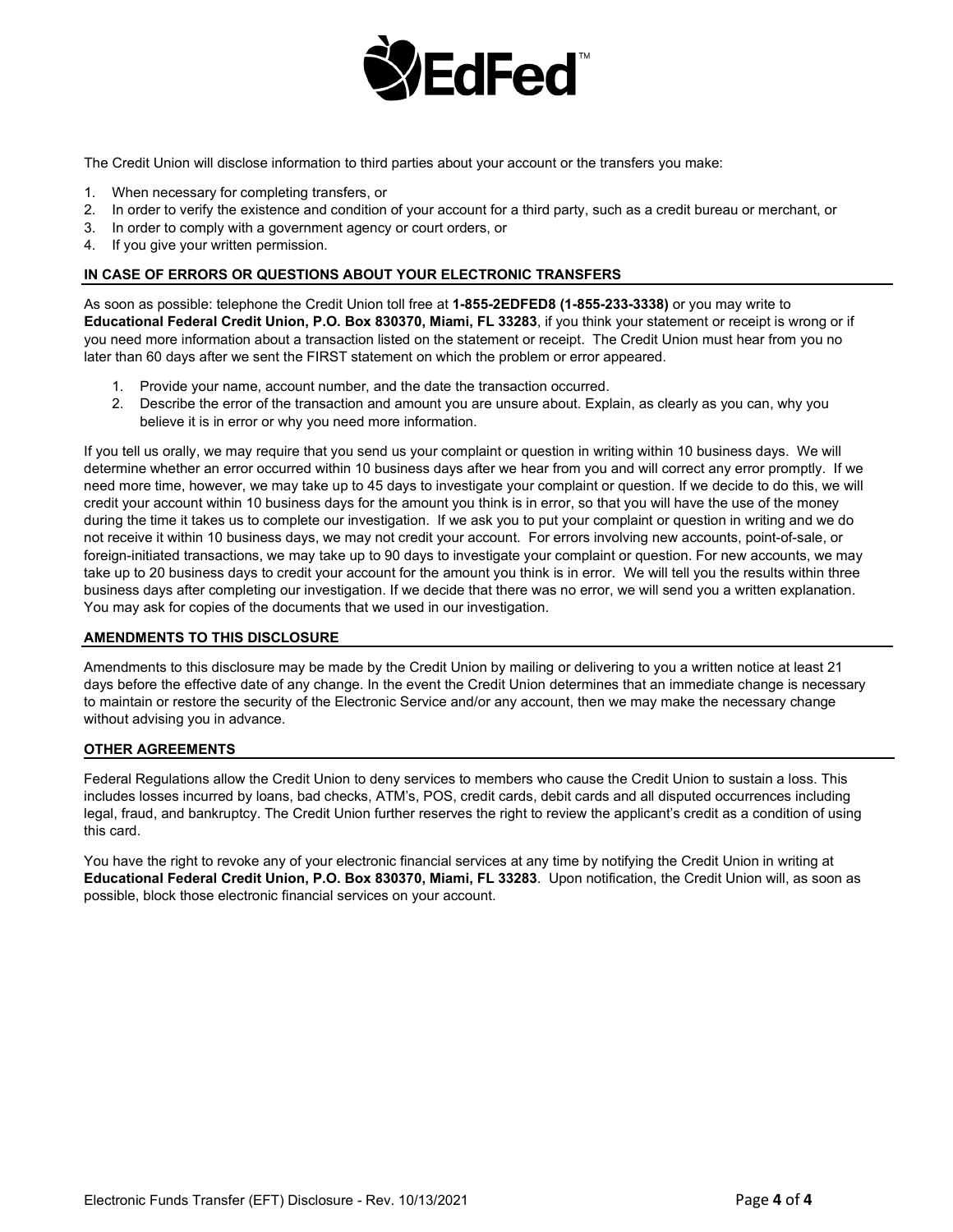The Credit Union will disclose information to third parties about your account or the transfers you make:

1. When necessary for completing transfers, or
2. In order to verify the existence and condition of your account for a third party, such as a credit bureau or merchant, or
3. In order to comply with a government agency or court orders, or
4. If you give your written permission.

## IN CASE OF ERRORS OR QUESTIONS ABOUT YOUR ELECTRONIC TRANSFERS

As soon as possible: telephone the Credit Union toll free at **1-855-2EDFED8 (1-855-233-3338)** or you may write to **Educational Federal Credit Union, P.O. Box 830370, Miami, FL 33283**, if you think your statement or receipt is wrong or if you need more information about a transaction listed on the statement or receipt. The Credit Union must hear from you no later than 60 days after we sent the FIRST statement on which the problem or error appeared.

1. Provide your name, account number, and the date the transaction occurred.
2. Describe the error of the transaction and amount you are unsure about. Explain, as clearly as you can, why you believe it is in error or why you need more information.

If you tell us orally, we may require that you send us your complaint or question in writing within 10 business days. We will determine whether an error occurred within 10 business days after we hear from you and will correct any error promptly. If we need more time, however, we may take up to 45 days to investigate your complaint or question. If we decide to do this, we will credit your account within 10 business days for the amount you think is in error, so that you will have the use of the money during the time it takes us to complete our investigation. If we ask you to put your complaint or question in writing and we do not receive it within 10 business days, we may not credit your account. For errors involving new accounts, point-of-sale, or foreign-initiated transactions, we may take up to 90 days to investigate your complaint or question. For new accounts, we may take up to 20 business days to credit your account for the amount you think is in error. We will tell you the results within three business days after completing our investigation. If we decide that there was no error, we will send you a written explanation. You may ask for copies of the documents that we used in our investigation.

## AMENDMENTS TO THIS DISCLOSURE

Amendments to this disclosure may be made by the Credit Union by mailing or delivering to you a written notice at least 21 days before the effective date of any change. In the event the Credit Union determines that an immediate change is necessary to maintain or restore the security of the Electronic Service and/or any account, then we may make the necessary change without advising you in advance.

## OTHER AGREEMENTS

Federal Regulations allow the Credit Union to deny services to members who cause the Credit Union to sustain a loss. This includes losses incurred by loans, bad checks, ATM's, POS, credit cards, debit cards and all disputed occurrences including legal, fraud, and bankruptcy. The Credit Union further reserves the right to review the applicant's credit as a condition of using this card.

You have the right to revoke any of your electronic financial services at any time by notifying the Credit Union in writing at **Educational Federal Credit Union, P.O. Box 830370, Miami, FL 33283**. Upon notification, the Credit Union will, as soon as possible, block those electronic financial services on your account.